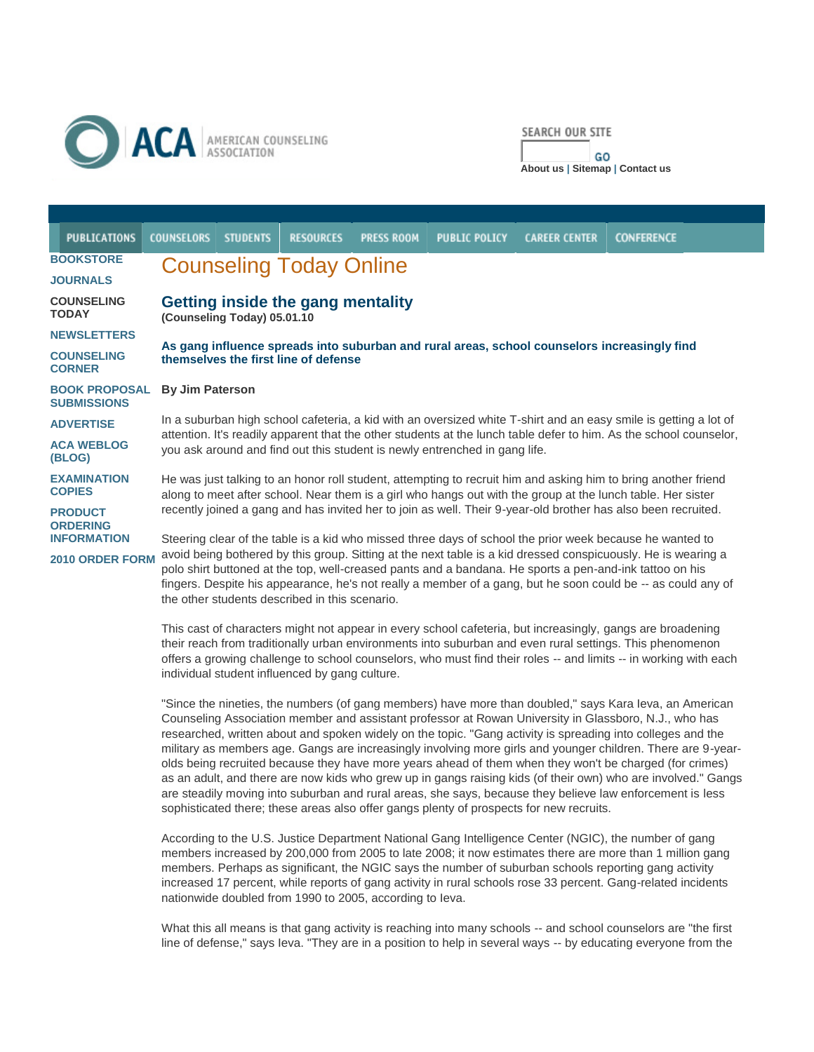# Counseling Today Online

## Getting inside the gang mentality

**(Counseling Today) 05.01.10**

**As gang influence spreads into suburban and rural areas, school counselors increasingly find themselves the first line of defense**

**By Jim Paterson**

In a suburban high school cafeteria, a kid with an oversized white T-shirt and an easy smile is getting a lot of attention. It's readily apparent that the other students at the lunch table defer to him. As the school counselor, you ask around and find out this student is newly entrenched in gang life.

He was just talking to an honor roll student, attempting to recruit him and asking him to bring another friend along to meet after school. Near them is a girl who hangs out with the group at the lunch table. Her sister recently joined a gang and has invited her to join as well. Their 9-year-old brother has also been recruited.

Steering clear of the table is a kid who missed three days of school the prior week because he wanted to avoid being bothered by this group. Sitting at the next table is a kid dressed conspicuously. He is wearing a polo shirt buttoned at the top, well-creased pants and a bandana. He sports a pen-and-ink tattoo on his fingers. Despite his appearance, he's not really a member of a gang, but he soon could be -- as could any of the other students described in this scenario.

This cast of characters might not appear in every school cafeteria, but increasingly, gangs are broadening their reach from traditionally urban environments into suburban and even rural settings. This phenomenon offers a growing challenge to school counselors, who must find their roles -- and limits -- in working with each individual student influenced by gang culture.

"Since the nineties, the numbers (of gang members) have more than doubled," says Kara Ieva, an American Counseling Association member and assistant professor at Rowan University in Glassboro, N.J., who has researched, written about and spoken widely on the topic. "Gang activity is spreading into colleges and the military as members age. Gangs are increasingly involving more girls and younger children. There are 9-year-olds being recruited because they have more years ahead of them when they won't be charged (for crimes) as an adult, and there are now kids who grew up in gangs raising kids (of their own) who are involved." Gangs are steadily moving into suburban and rural areas, she says, because they believe law enforcement is less sophisticated there; these areas also offer gangs plenty of prospects for new recruits.

According to the U.S. Justice Department National Gang Intelligence Center (NGIC), the number of gang members increased by 200,000 from 2005 to late 2008; it now estimates there are more than 1 million gang members. Perhaps as significant, the NGIC says the number of suburban schools reporting gang activity increased 17 percent, while reports of gang activity in rural schools rose 33 percent. Gang-related incidents nationwide doubled from 1990 to 2005, according to Ieva.

What this all means is that gang activity is reaching into many schools -- and school counselors are "the first line of defense," says Ieva. "They are in a position to help in several ways -- by educating everyone from the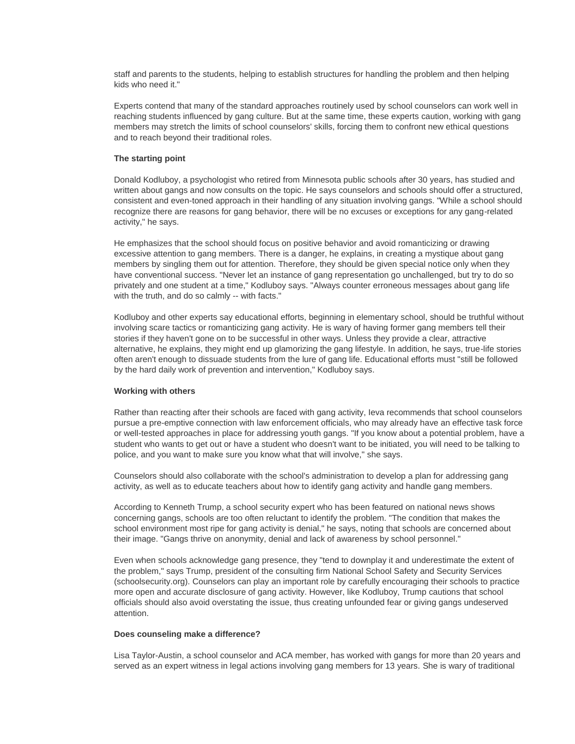staff and parents to the students, helping to establish structures for handling the problem and then helping kids who need it."

Experts contend that many of the standard approaches routinely used by school counselors can work well in reaching students influenced by gang culture. But at the same time, these experts caution, working with gang members may stretch the limits of school counselors' skills, forcing them to confront new ethical questions and to reach beyond their traditional roles.

**The starting point**

Donald Kodluboy, a psychologist who retired from Minnesota public schools after 30 years, has studied and written about gangs and now consults on the topic. He says counselors and schools should offer a structured, consistent and even-toned approach in their handling of any situation involving gangs. "While a school should recognize there are reasons for gang behavior, there will be no excuses or exceptions for any gang-related activity," he says.

He emphasizes that the school should focus on positive behavior and avoid romanticizing or drawing excessive attention to gang members. There is a danger, he explains, in creating a mystique about gang members by singling them out for attention. Therefore, they should be given special notice only when they have conventional success. "Never let an instance of gang representation go unchallenged, but try to do so privately and one student at a time," Kodluboy says. "Always counter erroneous messages about gang life with the truth, and do so calmly -- with facts."

Kodluboy and other experts say educational efforts, beginning in elementary school, should be truthful without involving scare tactics or romanticizing gang activity. He is wary of having former gang members tell their stories if they haven't gone on to be successful in other ways. Unless they provide a clear, attractive alternative, he explains, they might end up glamorizing the gang lifestyle. In addition, he says, true-life stories often aren't enough to dissuade students from the lure of gang life. Educational efforts must "still be followed by the hard daily work of prevention and intervention," Kodluboy says.

**Working with others**

Rather than reacting after their schools are faced with gang activity, Ieva recommends that school counselors pursue a pre-emptive connection with law enforcement officials, who may already have an effective task force or well-tested approaches in place for addressing youth gangs. "If you know about a potential problem, have a student who wants to get out or have a student who doesn't want to be initiated, you will need to be talking to police, and you want to make sure you know what that will involve," she says.

Counselors should also collaborate with the school's administration to develop a plan for addressing gang activity, as well as to educate teachers about how to identify gang activity and handle gang members.

According to Kenneth Trump, a school security expert who has been featured on national news shows concerning gangs, schools are too often reluctant to identify the problem. "The condition that makes the school environment most ripe for gang activity is denial," he says, noting that schools are concerned about their image. "Gangs thrive on anonymity, denial and lack of awareness by school personnel."

Even when schools acknowledge gang presence, they "tend to downplay it and underestimate the extent of the problem," says Trump, president of the consulting firm National School Safety and Security Services (schoolsecurity.org). Counselors can play an important role by carefully encouraging their schools to practice more open and accurate disclosure of gang activity. However, like Kodluboy, Trump cautions that school officials should also avoid overstating the issue, thus creating unfounded fear or giving gangs undeserved attention.

**Does counseling make a difference?**

Lisa Taylor-Austin, a school counselor and ACA member, has worked with gangs for more than 20 years and served as an expert witness in legal actions involving gang members for 13 years. She is wary of traditional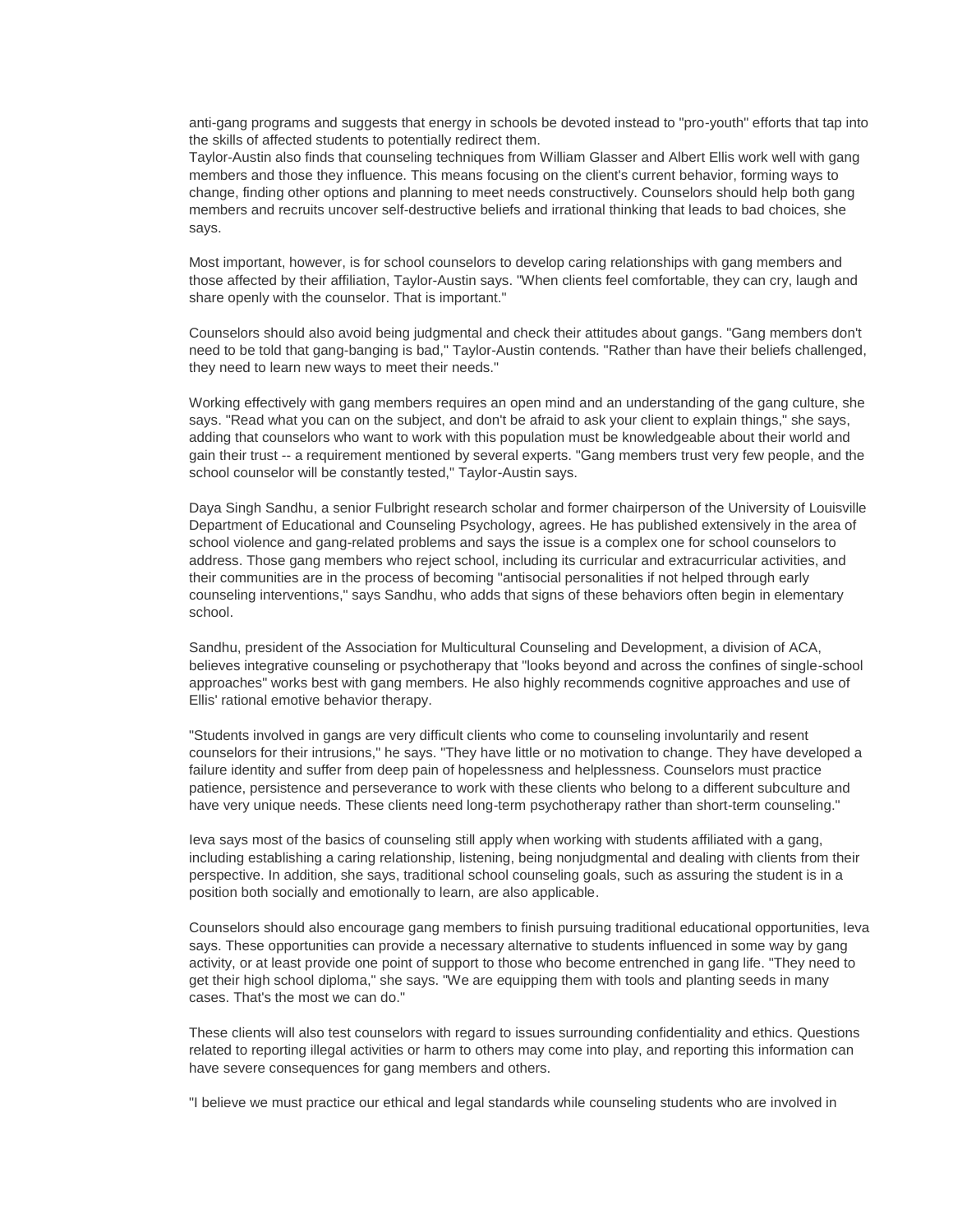anti-gang programs and suggests that energy in schools be devoted instead to "pro-youth" efforts that tap into the skills of affected students to potentially redirect them.
Taylor-Austin also finds that counseling techniques from William Glasser and Albert Ellis work well with gang members and those they influence. This means focusing on the client's current behavior, forming ways to change, finding other options and planning to meet needs constructively. Counselors should help both gang members and recruits uncover self-destructive beliefs and irrational thinking that leads to bad choices, she says.

Most important, however, is for school counselors to develop caring relationships with gang members and those affected by their affiliation, Taylor-Austin says. "When clients feel comfortable, they can cry, laugh and share openly with the counselor. That is important."

Counselors should also avoid being judgmental and check their attitudes about gangs. "Gang members don't need to be told that gang-banging is bad," Taylor-Austin contends. "Rather than have their beliefs challenged, they need to learn new ways to meet their needs."

Working effectively with gang members requires an open mind and an understanding of the gang culture, she says. "Read what you can on the subject, and don't be afraid to ask your client to explain things," she says, adding that counselors who want to work with this population must be knowledgeable about their world and gain their trust -- a requirement mentioned by several experts. "Gang members trust very few people, and the school counselor will be constantly tested," Taylor-Austin says.

Daya Singh Sandhu, a senior Fulbright research scholar and former chairperson of the University of Louisville Department of Educational and Counseling Psychology, agrees. He has published extensively in the area of school violence and gang-related problems and says the issue is a complex one for school counselors to address. Those gang members who reject school, including its curricular and extracurricular activities, and their communities are in the process of becoming "antisocial personalities if not helped through early counseling interventions," says Sandhu, who adds that signs of these behaviors often begin in elementary school.

Sandhu, president of the Association for Multicultural Counseling and Development, a division of ACA, believes integrative counseling or psychotherapy that "looks beyond and across the confines of single-school approaches" works best with gang members. He also highly recommends cognitive approaches and use of Ellis' rational emotive behavior therapy.

"Students involved in gangs are very difficult clients who come to counseling involuntarily and resent counselors for their intrusions," he says. "They have little or no motivation to change. They have developed a failure identity and suffer from deep pain of hopelessness and helplessness. Counselors must practice patience, persistence and perseverance to work with these clients who belong to a different subculture and have very unique needs. These clients need long-term psychotherapy rather than short-term counseling."

Ieva says most of the basics of counseling still apply when working with students affiliated with a gang, including establishing a caring relationship, listening, being nonjudgmental and dealing with clients from their perspective. In addition, she says, traditional school counseling goals, such as assuring the student is in a position both socially and emotionally to learn, are also applicable.

Counselors should also encourage gang members to finish pursuing traditional educational opportunities, Ieva says. These opportunities can provide a necessary alternative to students influenced in some way by gang activity, or at least provide one point of support to those who become entrenched in gang life. "They need to get their high school diploma," she says. "We are equipping them with tools and planting seeds in many cases. That's the most we can do."

These clients will also test counselors with regard to issues surrounding confidentiality and ethics. Questions related to reporting illegal activities or harm to others may come into play, and reporting this information can have severe consequences for gang members and others.

"I believe we must practice our ethical and legal standards while counseling students who are involved in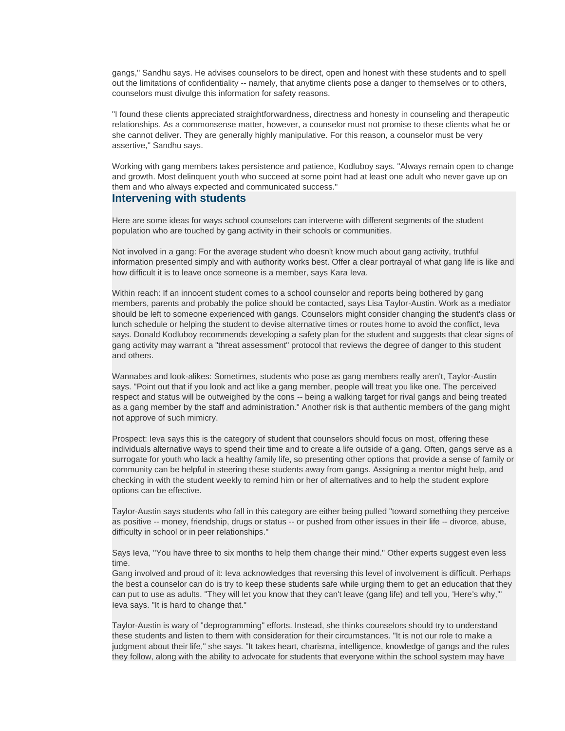gangs," Sandhu says. He advises counselors to be direct, open and honest with these students and to spell out the limitations of confidentiality -- namely, that anytime clients pose a danger to themselves or to others, counselors must divulge this information for safety reasons.

"I found these clients appreciated straightforwardness, directness and honesty in counseling and therapeutic relationships. As a commonsense matter, however, a counselor must not promise to these clients what he or she cannot deliver. They are generally highly manipulative. For this reason, a counselor must be very assertive," Sandhu says.

Working with gang members takes persistence and patience, Kodluboy says. "Always remain open to change and growth. Most delinquent youth who succeed at some point had at least one adult who never gave up on them and who always expected and communicated success."

## Intervening with students

Here are some ideas for ways school counselors can intervene with different segments of the student population who are touched by gang activity in their schools or communities.

Not involved in a gang: For the average student who doesn't know much about gang activity, truthful information presented simply and with authority works best. Offer a clear portrayal of what gang life is like and how difficult it is to leave once someone is a member, says Kara Ieva.

Within reach: If an innocent student comes to a school counselor and reports being bothered by gang members, parents and probably the police should be contacted, says Lisa Taylor-Austin. Work as a mediator should be left to someone experienced with gangs. Counselors might consider changing the student's class or lunch schedule or helping the student to devise alternative times or routes home to avoid the conflict, Ieva says. Donald Kodluboy recommends developing a safety plan for the student and suggests that clear signs of gang activity may warrant a "threat assessment" protocol that reviews the degree of danger to this student and others.

Wannabes and look-alikes: Sometimes, students who pose as gang members really aren't, Taylor-Austin says. "Point out that if you look and act like a gang member, people will treat you like one. The perceived respect and status will be outweighed by the cons -- being a walking target for rival gangs and being treated as a gang member by the staff and administration." Another risk is that authentic members of the gang might not approve of such mimicry.

Prospect: Ieva says this is the category of student that counselors should focus on most, offering these individuals alternative ways to spend their time and to create a life outside of a gang. Often, gangs serve as a surrogate for youth who lack a healthy family life, so presenting other options that provide a sense of family or community can be helpful in steering these students away from gangs. Assigning a mentor might help, and checking in with the student weekly to remind him or her of alternatives and to help the student explore options can be effective.

Taylor-Austin says students who fall in this category are either being pulled "toward something they perceive as positive -- money, friendship, drugs or status -- or pushed from other issues in their life -- divorce, abuse, difficulty in school or in peer relationships."

Says Ieva, "You have three to six months to help them change their mind." Other experts suggest even less time.

Gang involved and proud of it: Ieva acknowledges that reversing this level of involvement is difficult. Perhaps the best a counselor can do is try to keep these students safe while urging them to get an education that they can put to use as adults. "They will let you know that they can't leave (gang life) and tell you, 'Here's why,'" Ieva says. "It is hard to change that."

Taylor-Austin is wary of "deprogramming" efforts. Instead, she thinks counselors should try to understand these students and listen to them with consideration for their circumstances. "It is not our role to make a judgment about their life," she says. "It takes heart, charisma, intelligence, knowledge of gangs and the rules they follow, along with the ability to advocate for students that everyone within the school system may have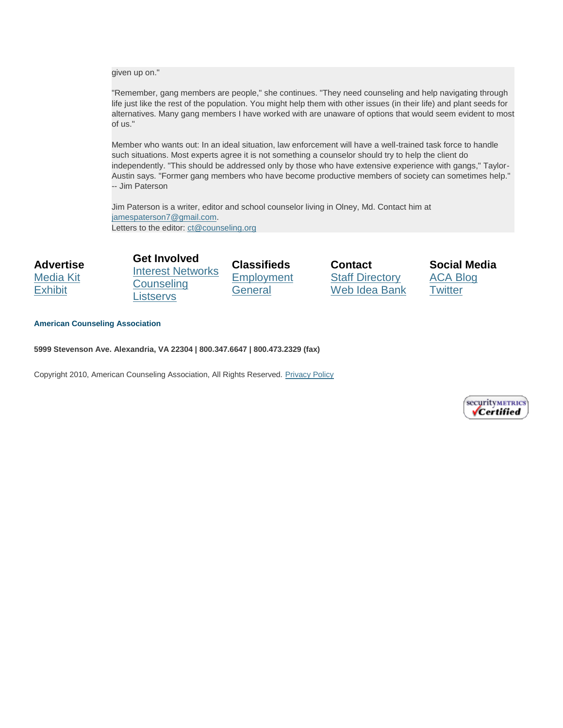given up on."

"Remember, gang members are people," she continues. "They need counseling and help navigating through life just like the rest of the population. You might help them with other issues (in their life) and plant seeds for alternatives. Many gang members I have worked with are unaware of options that would seem evident to most of us."

Member who wants out: In an ideal situation, law enforcement will have a well-trained task force to handle such situations. Most experts agree it is not something a counselor should try to help the client do independently. "This should be addressed only by those who have extensive experience with gangs," Taylor-Austin says. "Former gang members who have become productive members of society can sometimes help." -- Jim Paterson

Jim Paterson is a writer, editor and school counselor living in Olney, Md. Contact him at jamespaterson7@gmail.com.
Letters to the editor: ct@counseling.org

**Advertise**
Media Kit
Exhibit

**Get Involved**
Interest Networks
Counseling Listservs

**Classifieds**
Employment
General

**Contact**
Staff Directory
Web Idea Bank

**Social Media**
ACA Blog
Twitter

**American Counseling Association**

**5999 Stevenson Ave. Alexandria, VA 22304 | 800.347.6647 | 800.473.2329 (fax)**

Copyright 2010, American Counseling Association, All Rights Reserved. Privacy Policy

securityMETRICS Certified